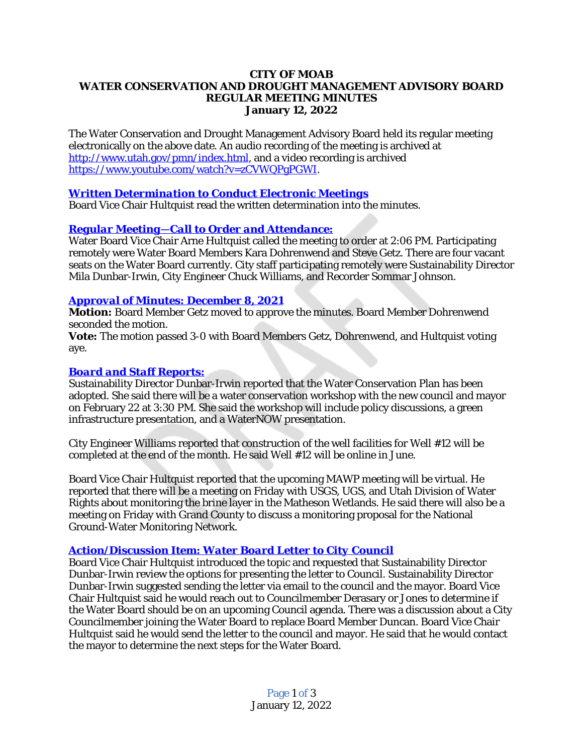**CITY OF MOAB**
**WATER CONSERVATION AND DROUGHT MANAGEMENT ADVISORY BOARD**
**REGULAR MEETING MINUTES**
**January 12, 2022**

The Water Conservation and Drought Management Advisory Board held its regular meeting electronically on the above date. An audio recording of the meeting is archived at http://www.utah.gov/pmn/index.html, and a video recording is archived https://www.youtube.com/watch?v=zCVWQPgPGWI.

### ***Written Determination to Conduct Electronic Meetings***

Board Vice Chair Hultquist read the written determination into the minutes.

### ***Regular Meeting—Call to Order and Attendance:***

Water Board Vice Chair Arne Hultquist called the meeting to order at 2:06 PM. Participating remotely were Water Board Members Kara Dohrenwend and Steve Getz. There are four vacant seats on the Water Board currently. City staff participating remotely were Sustainability Director Mila Dunbar-Irwin, City Engineer Chuck Williams, and Recorder Sommar Johnson.

### ***Approval of Minutes: December 8, 2021***

**Motion:** Board Member Getz moved to approve the minutes. Board Member Dohrenwend seconded the motion.
**Vote:** The motion passed 3-0 with Board Members Getz, Dohrenwend, and Hultquist voting aye.

### ***Board and Staff Reports:***

Sustainability Director Dunbar-Irwin reported that the Water Conservation Plan has been adopted. She said there will be a water conservation workshop with the new council and mayor on February 22 at 3:30 PM. She said the workshop will include policy discussions, a green infrastructure presentation, and a WaterNOW presentation.

City Engineer Williams reported that construction of the well facilities for Well #12 will be completed at the end of the month. He said Well #12 will be online in June.

Board Vice Chair Hultquist reported that the upcoming MAWP meeting will be virtual. He reported that there will be a meeting on Friday with USGS, UGS, and Utah Division of Water Rights about monitoring the brine layer in the Matheson Wetlands. He said there will also be a meeting on Friday with Grand County to discuss a monitoring proposal for the National Ground-Water Monitoring Network.

### ***Action/Discussion Item: Water Board Letter to City Council***

Board Vice Chair Hultquist introduced the topic and requested that Sustainability Director Dunbar-Irwin review the options for presenting the letter to Council. Sustainability Director Dunbar-Irwin suggested sending the letter via email to the council and the mayor. Board Vice Chair Hultquist said he would reach out to Councilmember Derasary or Jones to determine if the Water Board should be on an upcoming Council agenda. There was a discussion about a City Councilmember joining the Water Board to replace Board Member Duncan. Board Vice Chair Hultquist said he would send the letter to the council and mayor. He said that he would contact the mayor to determine the next steps for the Water Board.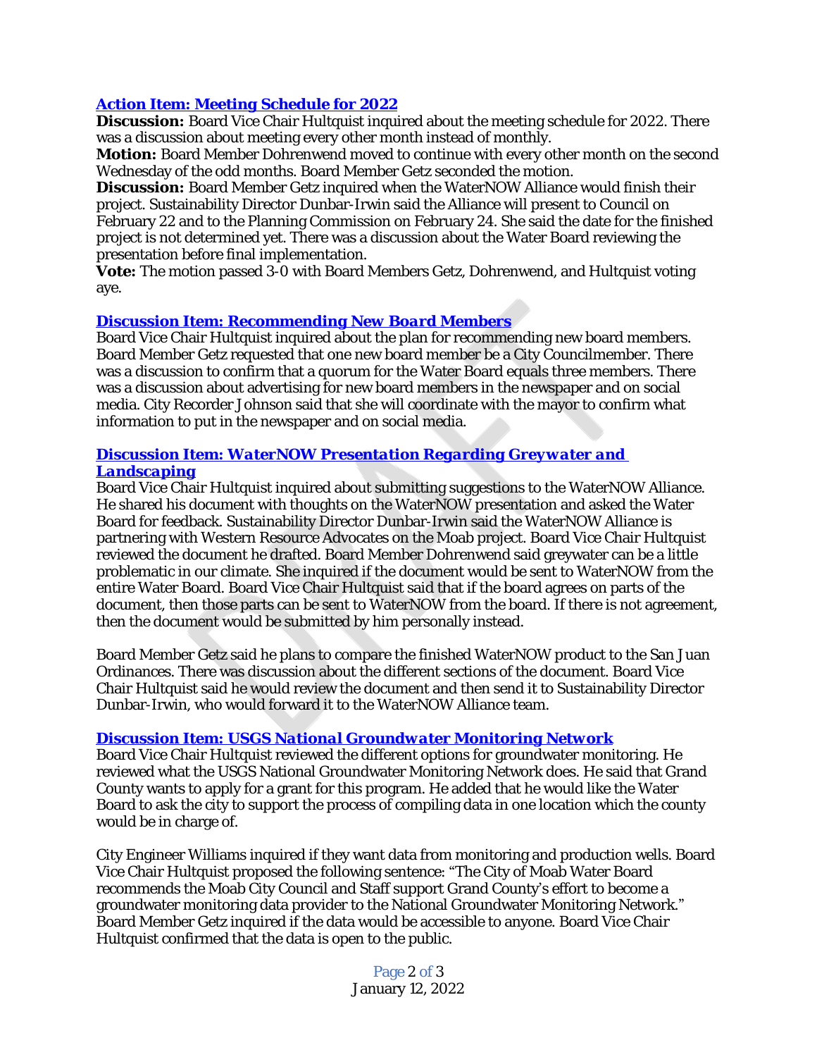### Action Item: Meeting Schedule for 2022

**Discussion:** Board Vice Chair Hultquist inquired about the meeting schedule for 2022. There was a discussion about meeting every other month instead of monthly.

**Motion:** Board Member Dohrenwend moved to continue with every other month on the second Wednesday of the odd months. Board Member Getz seconded the motion.

**Discussion:** Board Member Getz inquired when the WaterNOW Alliance would finish their project. Sustainability Director Dunbar-Irwin said the Alliance will present to Council on February 22 and to the Planning Commission on February 24. She said the date for the finished project is not determined yet. There was a discussion about the Water Board reviewing the presentation before final implementation.

**Vote:** The motion passed 3-0 with Board Members Getz, Dohrenwend, and Hultquist voting aye.

### Discussion Item: Recommending New Board Members

Board Vice Chair Hultquist inquired about the plan for recommending new board members. Board Member Getz requested that one new board member be a City Councilmember. There was a discussion to confirm that a quorum for the Water Board equals three members. There was a discussion about advertising for new board members in the newspaper and on social media. City Recorder Johnson said that she will coordinate with the mayor to confirm what information to put in the newspaper and on social media.

### Discussion Item: *WaterNOW Presentation Regarding Greywater and Landscaping*

Board Vice Chair Hultquist inquired about submitting suggestions to the WaterNOW Alliance. He shared his document with thoughts on the WaterNOW presentation and asked the Water Board for feedback. Sustainability Director Dunbar-Irwin said the WaterNOW Alliance is partnering with Western Resource Advocates on the Moab project. Board Vice Chair Hultquist reviewed the document he drafted. Board Member Dohrenwend said greywater can be a little problematic in our climate. She inquired if the document would be sent to WaterNOW from the entire Water Board. Board Vice Chair Hultquist said that if the board agrees on parts of the document, then those parts can be sent to WaterNOW from the board. If there is not agreement, then the document would be submitted by him personally instead.

Board Member Getz said he plans to compare the finished WaterNOW product to the San Juan Ordinances. There was discussion about the different sections of the document. Board Vice Chair Hultquist said he would review the document and then send it to Sustainability Director Dunbar-Irwin, who would forward it to the WaterNOW Alliance team.

### Discussion Item: USGS National Groundwater Monitoring Network

Board Vice Chair Hultquist reviewed the different options for groundwater monitoring. He reviewed what the USGS National Groundwater Monitoring Network does. He said that Grand County wants to apply for a grant for this program. He added that he would like the Water Board to ask the city to support the process of compiling data in one location which the county would be in charge of.

City Engineer Williams inquired if they want data from monitoring and production wells. Board Vice Chair Hultquist proposed the following sentence: "The City of Moab Water Board recommends the Moab City Council and Staff support Grand County's effort to become a groundwater monitoring data provider to the National Groundwater Monitoring Network." Board Member Getz inquired if the data would be accessible to anyone. Board Vice Chair Hultquist confirmed that the data is open to the public.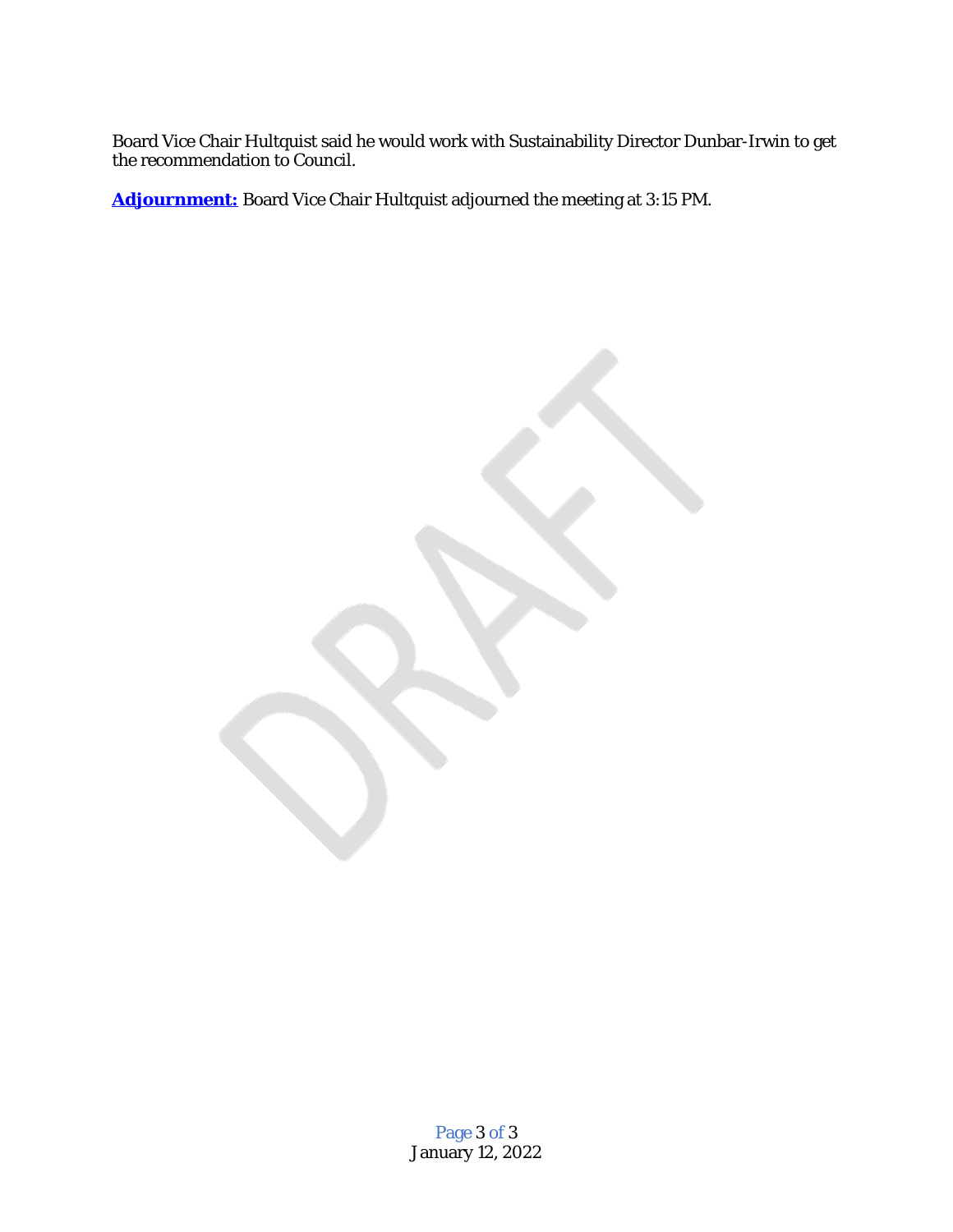Board Vice Chair Hultquist said he would work with Sustainability Director Dunbar-Irwin to get the recommendation to Council.

**Adjournment:** Board Vice Chair Hultquist adjourned the meeting at 3:15 PM.